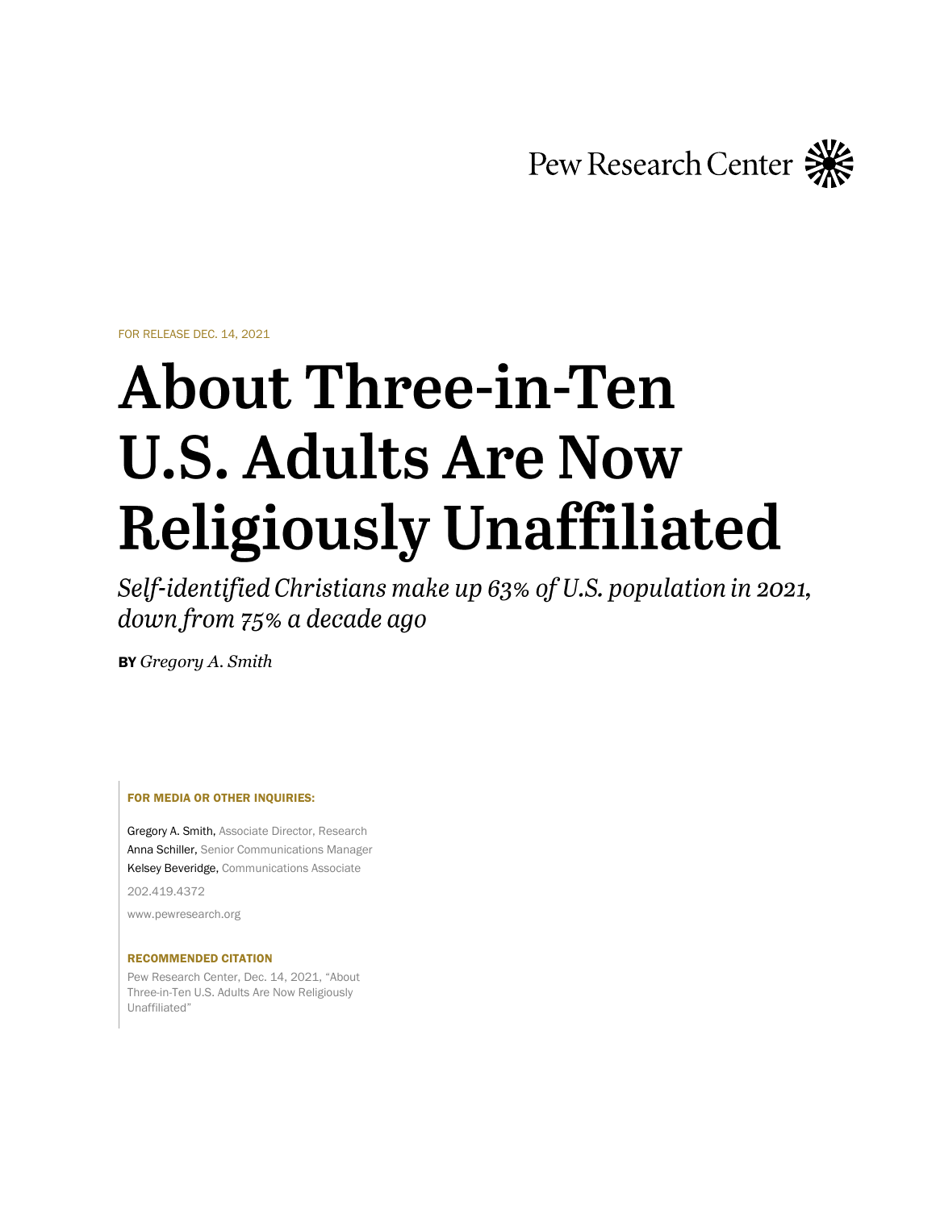Pew Research Center

FOR RELEASE DEC. 14, 2021

# About Three-in-Ten U.S. Adults Are Now Religiously Unaffiliated

*Self-identified Christians make up 63% of U.S. population in 2021, down from 75% a decade ago*

**BY** *Gregory A. Smith*

**FOR MEDIA OR OTHER INQUIRIES:**

Gregory A. Smith, Associate Director, Research
Anna Schiller, Senior Communications Manager
Kelsey Beveridge, Communications Associate

202.419.4372

www.pewresearch.org

**RECOMMENDED CITATION**

Pew Research Center, Dec. 14, 2021, "About Three-in-Ten U.S. Adults Are Now Religiously Unaffiliated"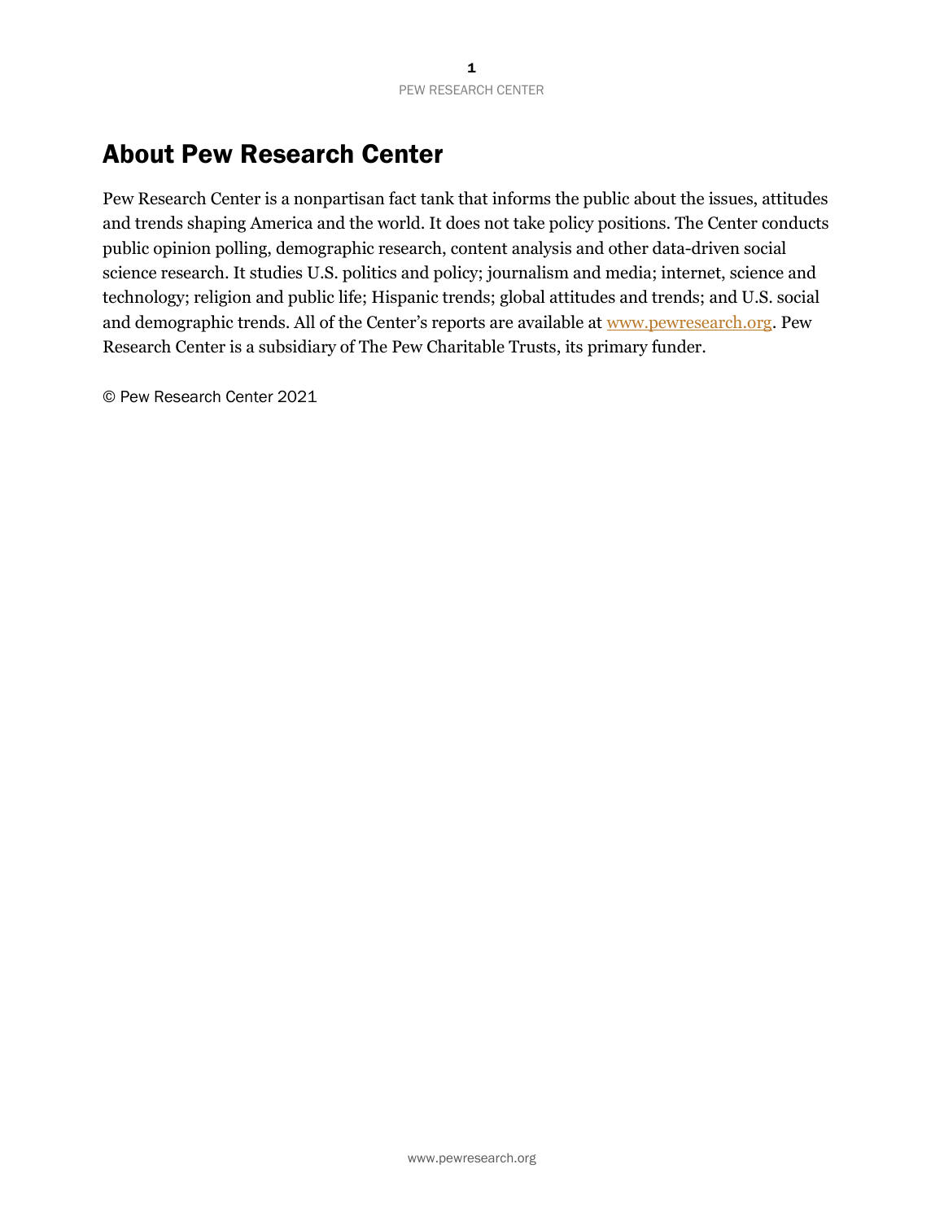# About Pew Research Center

Pew Research Center is a nonpartisan fact tank that informs the public about the issues, attitudes and trends shaping America and the world. It does not take policy positions. The Center conducts public opinion polling, demographic research, content analysis and other data-driven social science research. It studies U.S. politics and policy; journalism and media; internet, science and technology; religion and public life; Hispanic trends; global attitudes and trends; and U.S. social and demographic trends. All of the Center's reports are available at www.pewresearch.org. Pew Research Center is a subsidiary of The Pew Charitable Trusts, its primary funder.

© Pew Research Center 2021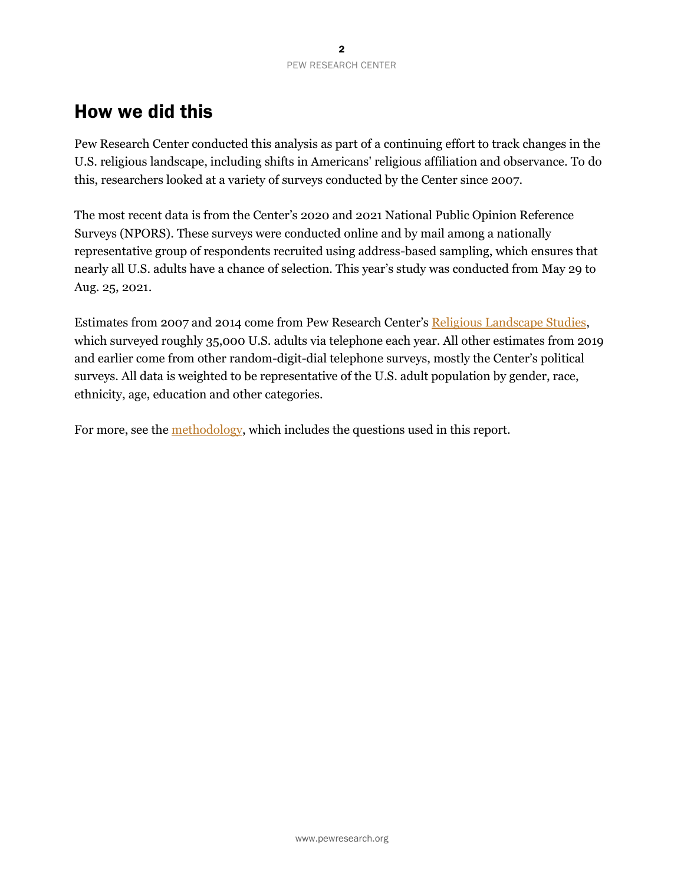## How we did this

Pew Research Center conducted this analysis as part of a continuing effort to track changes in the U.S. religious landscape, including shifts in Americans' religious affiliation and observance. To do this, researchers looked at a variety of surveys conducted by the Center since 2007.

The most recent data is from the Center's 2020 and 2021 National Public Opinion Reference Surveys (NPORS). These surveys were conducted online and by mail among a nationally representative group of respondents recruited using address-based sampling, which ensures that nearly all U.S. adults have a chance of selection. This year's study was conducted from May 29 to Aug. 25, 2021.

Estimates from 2007 and 2014 come from Pew Research Center's [Religious Landscape Studies](), which surveyed roughly 35,000 U.S. adults via telephone each year. All other estimates from 2019 and earlier come from other random-digit-dial telephone surveys, mostly the Center's political surveys. All data is weighted to be representative of the U.S. adult population by gender, race, ethnicity, age, education and other categories.

For more, see the [methodology](), which includes the questions used in this report.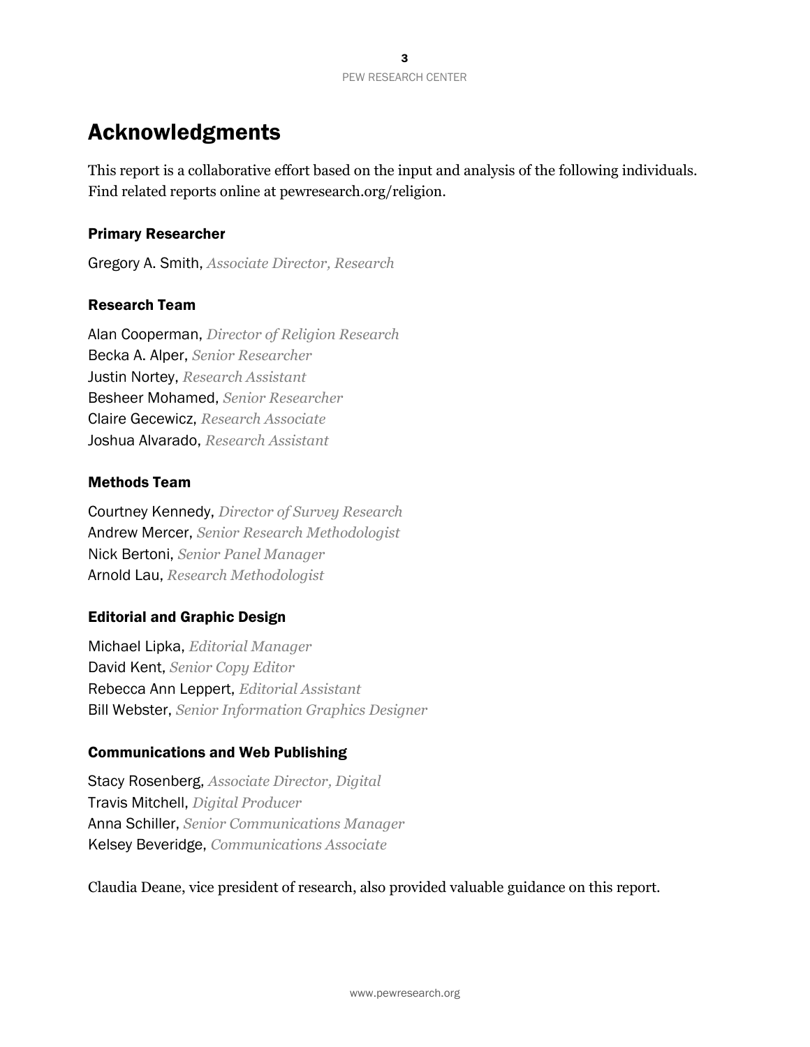# Acknowledgments

This report is a collaborative effort based on the input and analysis of the following individuals. Find related reports online at pewresearch.org/religion.

### Primary Researcher

Gregory A. Smith, *Associate Director, Research*

### Research Team

Alan Cooperman, *Director of Religion Research*
Becka A. Alper, *Senior Researcher*
Justin Nortey, *Research Assistant*
Besheer Mohamed, *Senior Researcher*
Claire Gecewicz, *Research Associate*
Joshua Alvarado, *Research Assistant*

### Methods Team

Courtney Kennedy, *Director of Survey Research*
Andrew Mercer, *Senior Research Methodologist*
Nick Bertoni, *Senior Panel Manager*
Arnold Lau, *Research Methodologist*

### Editorial and Graphic Design

Michael Lipka, *Editorial Manager*
David Kent, *Senior Copy Editor*
Rebecca Ann Leppert, *Editorial Assistant*
Bill Webster, *Senior Information Graphics Designer*

### Communications and Web Publishing

Stacy Rosenberg, *Associate Director, Digital*
Travis Mitchell, *Digital Producer*
Anna Schiller, *Senior Communications Manager*
Kelsey Beveridge, *Communications Associate*

Claudia Deane, vice president of research, also provided valuable guidance on this report.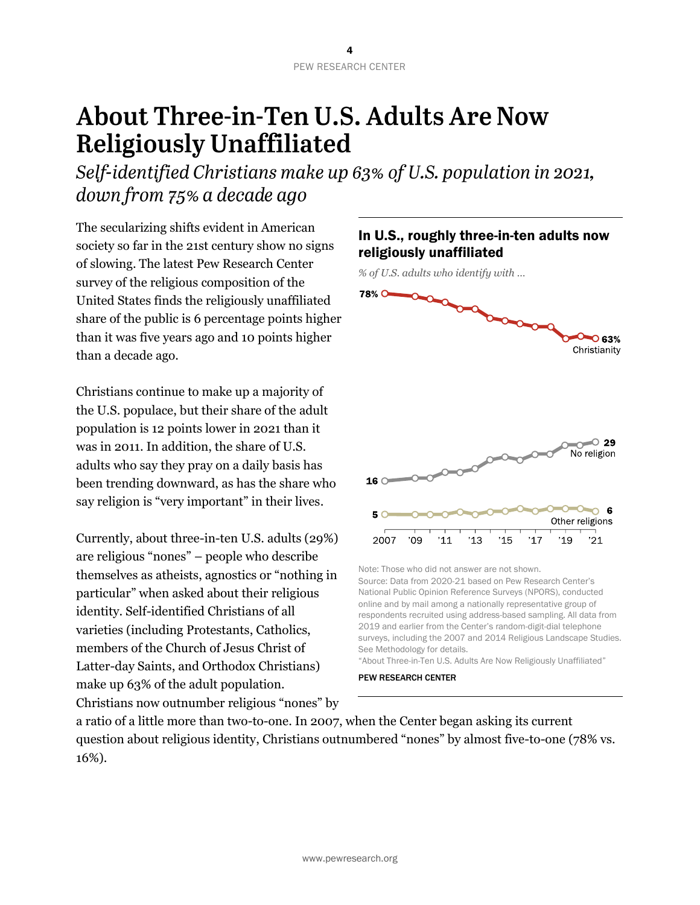# About Three-in-Ten U.S. Adults Are Now Religiously Unaffiliated

*Self-identified Christians make up 63% of U.S. population in 2021, down from 75% a decade ago*

The secularizing shifts evident in American society so far in the 21st century show no signs of slowing. The latest Pew Research Center survey of the religious composition of the United States finds the religiously unaffiliated share of the public is 6 percentage points higher than it was five years ago and 10 points higher than a decade ago.

Christians continue to make up a majority of the U.S. populace, but their share of the adult population is 12 points lower in 2021 than it was in 2011. In addition, the share of U.S. adults who say they pray on a daily basis has been trending downward, as has the share who say religion is "very important" in their lives.

Currently, about three-in-ten U.S. adults (29%) are religious "nones" – people who describe themselves as atheists, agnostics or "nothing in particular" when asked about their religious identity. Self-identified Christians of all varieties (including Protestants, Catholics, members of the Church of Jesus Christ of Latter-day Saints, and Orthodox Christians) make up 63% of the adult population. Christians now outnumber religious "nones" by a ratio of a little more than two-to-one. In 2007, when the Center began asking its current question about religious identity, Christians outnumbered "nones" by almost five-to-one (78% vs. 16%).

**In U.S., roughly three-in-ten adults now religiously unaffiliated**

*% of U.S. adults who identify with …*

| | 2007 | 2021 |
|---|---|---|
| Christianity | 78% | 63% |
| No religion | 16 | 29 |
| Other religions | 5 | 6 |

Note: Those who did not answer are not shown.

Source: Data from 2020-21 based on Pew Research Center's National Public Opinion Reference Surveys (NPORS), conducted online and by mail among a nationally representative group of respondents recruited using address-based sampling. All data from 2019 and earlier from the Center's random-digit-dial telephone surveys, including the 2007 and 2014 Religious Landscape Studies. See Methodology for details.

"About Three-in-Ten U.S. Adults Are Now Religiously Unaffiliated"

PEW RESEARCH CENTER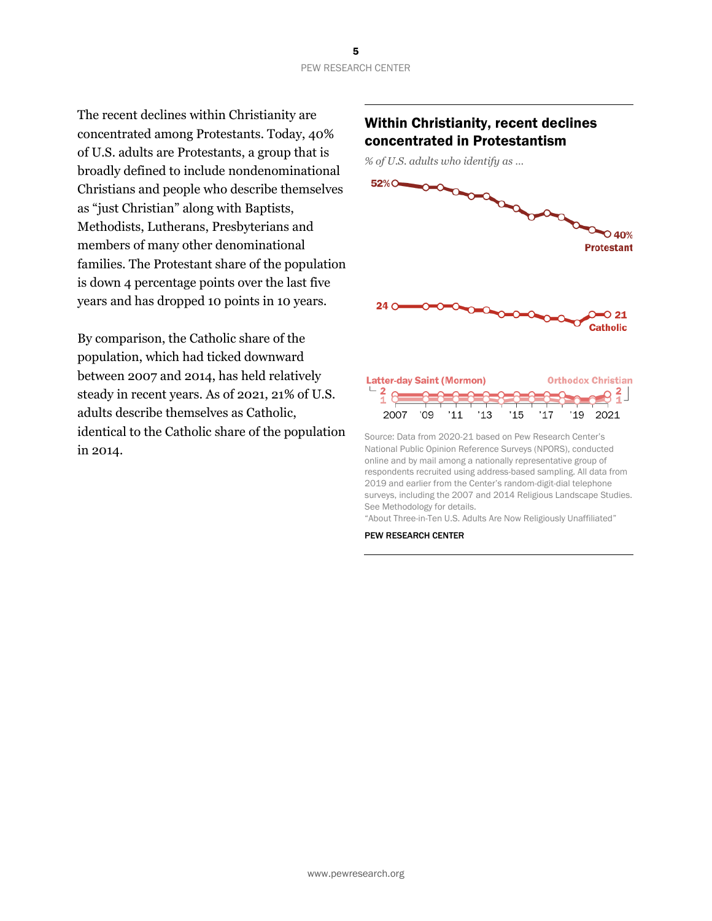The recent declines within Christianity are concentrated among Protestants. Today, 40% of U.S. adults are Protestants, a group that is broadly defined to include nondenominational Christians and people who describe themselves as "just Christian" along with Baptists, Methodists, Lutherans, Presbyterians and members of many other denominational families. The Protestant share of the population is down 4 percentage points over the last five years and has dropped 10 points in 10 years.

By comparison, the Catholic share of the population, which had ticked downward between 2007 and 2014, has held relatively steady in recent years. As of 2021, 21% of U.S. adults describe themselves as Catholic, identical to the Catholic share of the population in 2014.

## Within Christianity, recent declines concentrated in Protestantism

*% of U.S. adults who identify as …*

Protestant: 52% (2007) → 40% (2021)

Catholic: 24 (2007) → 21 (2021)

Latter-day Saint (Mormon): 2 (2007) → 1 (2021)

Orthodox Christian: 1 (2007) → 2 (2021)

2007 '09 '11 '13 '15 '17 '19 2021

Source: Data from 2020-21 based on Pew Research Center's National Public Opinion Reference Surveys (NPORS), conducted online and by mail among a nationally representative group of respondents recruited using address-based sampling. All data from 2019 and earlier from the Center's random-digit-dial telephone surveys, including the 2007 and 2014 Religious Landscape Studies. See Methodology for details.

"About Three-in-Ten U.S. Adults Are Now Religiously Unaffiliated"

PEW RESEARCH CENTER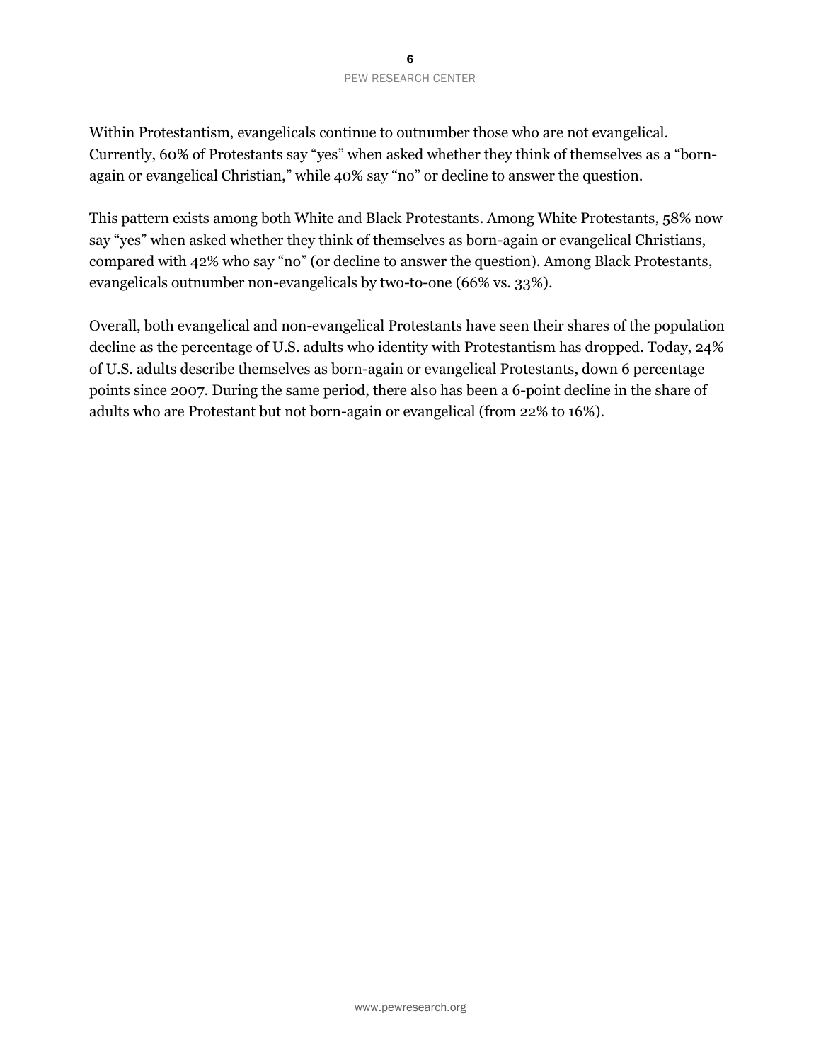Within Protestantism, evangelicals continue to outnumber those who are not evangelical. Currently, 60% of Protestants say "yes" when asked whether they think of themselves as a "born-again or evangelical Christian," while 40% say "no" or decline to answer the question.

This pattern exists among both White and Black Protestants. Among White Protestants, 58% now say "yes" when asked whether they think of themselves as born-again or evangelical Christians, compared with 42% who say "no" (or decline to answer the question). Among Black Protestants, evangelicals outnumber non-evangelicals by two-to-one (66% vs. 33%).

Overall, both evangelical and non-evangelical Protestants have seen their shares of the population decline as the percentage of U.S. adults who identity with Protestantism has dropped. Today, 24% of U.S. adults describe themselves as born-again or evangelical Protestants, down 6 percentage points since 2007. During the same period, there also has been a 6-point decline in the share of adults who are Protestant but not born-again or evangelical (from 22% to 16%).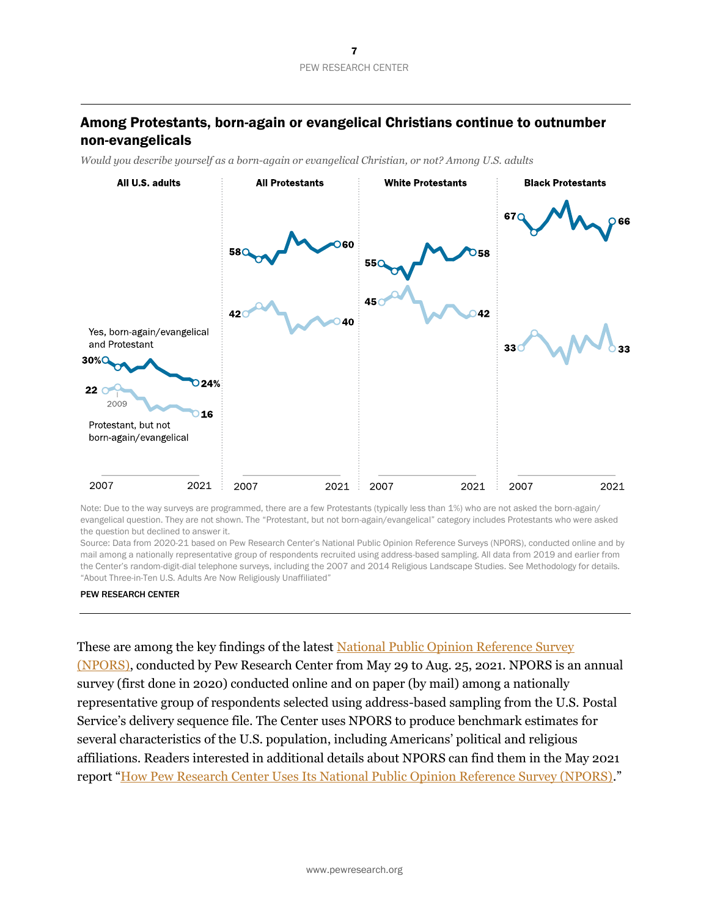## Among Protestants, born-again or evangelical Christians continue to outnumber non-evangelicals

*Would you describe yourself as a born-again or evangelical Christian, or not? Among U.S. adults*

**All U.S. adults**

Yes, born-again/evangelical and Protestant: 30% (2007) → 24% (2021)

Protestant, but not born-again/evangelical: 22 (2007) → 16 (2021)

2009

**All Protestants**

58 (2007) → 60 (2021)

42 (2007) → 40 (2021)

**White Protestants**

55 (2007) → 58 (2021)

45 (2007) → 42 (2021)

**Black Protestants**

67 (2007) → 66 (2021)

33 (2007) → 33 (2021)

Note: Due to the way surveys are programmed, there are a few Protestants (typically less than 1%) who are not asked the born-again/evangelical question. They are not shown. The "Protestant, but not born-again/evangelical" category includes Protestants who were asked the question but declined to answer it.

Source: Data from 2020-21 based on Pew Research Center's National Public Opinion Reference Surveys (NPORS), conducted online and by mail among a nationally representative group of respondents recruited using address-based sampling. All data from 2019 and earlier from the Center's random-digit-dial telephone surveys, including the 2007 and 2014 Religious Landscape Studies. See Methodology for details.
"About Three-in-Ten U.S. Adults Are Now Religiously Unaffiliated"

PEW RESEARCH CENTER

These are among the key findings of the latest National Public Opinion Reference Survey (NPORS), conducted by Pew Research Center from May 29 to Aug. 25, 2021. NPORS is an annual survey (first done in 2020) conducted online and on paper (by mail) among a nationally representative group of respondents selected using address-based sampling from the U.S. Postal Service's delivery sequence file. The Center uses NPORS to produce benchmark estimates for several characteristics of the U.S. population, including Americans' political and religious affiliations. Readers interested in additional details about NPORS can find them in the May 2021 report "How Pew Research Center Uses Its National Public Opinion Reference Survey (NPORS)."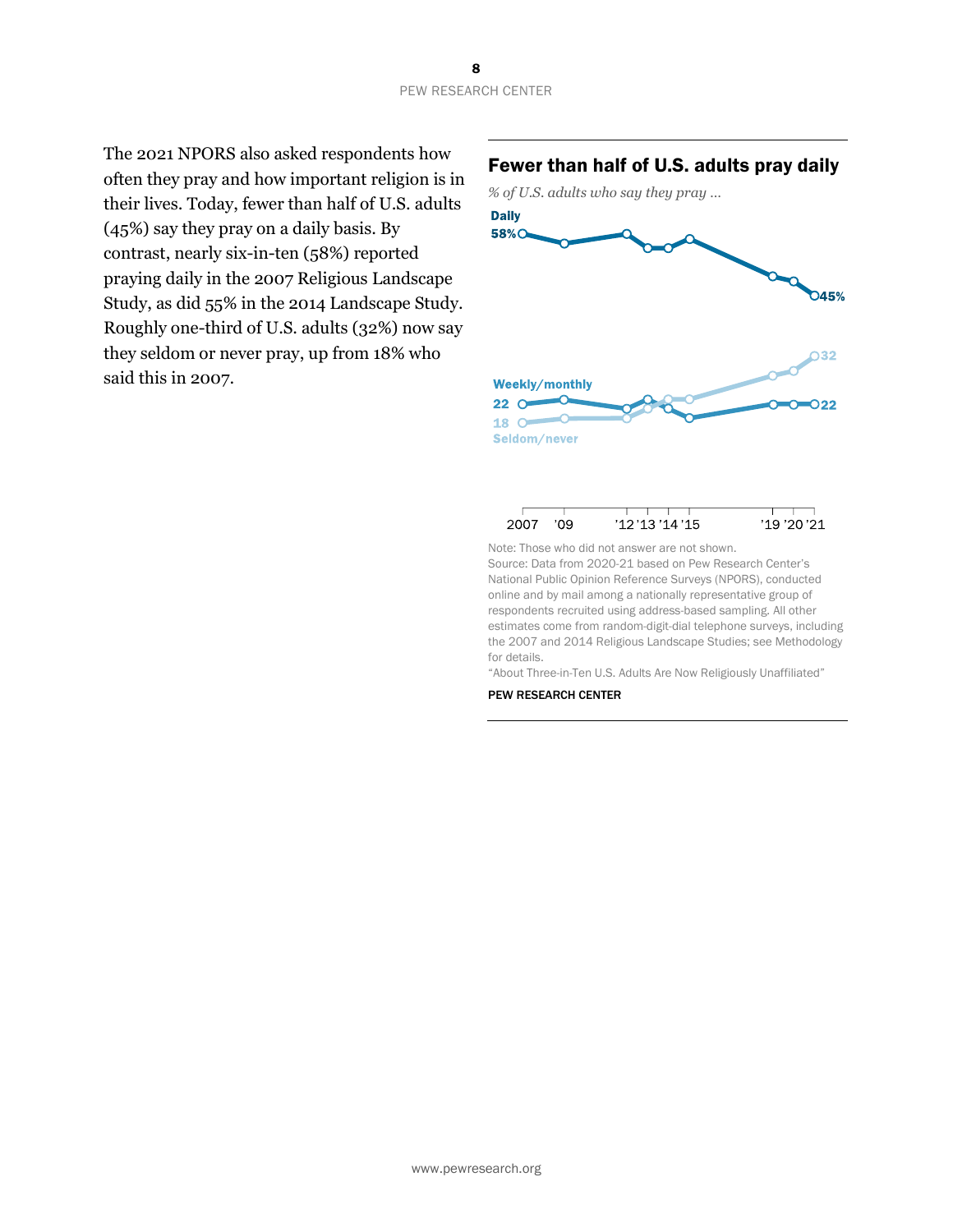The 2021 NPORS also asked respondents how often they pray and how important religion is in their lives. Today, fewer than half of U.S. adults (45%) say they pray on a daily basis. By contrast, nearly six-in-ten (58%) reported praying daily in the 2007 Religious Landscape Study, as did 55% in the 2014 Landscape Study. Roughly one-third of U.S. adults (32%) now say they seldom or never pray, up from 18% who said this in 2007.

## Fewer than half of U.S. adults pray daily

*% of U.S. adults who say they pray …*

Daily: 58% (2007) → 45% ('21)

Weekly/monthly: 22 (2007) → 22 ('21)

Seldom/never: 18 (2007) → 32 ('21)

2007 '09 '12 '13 '14 '15 '19 '20 '21

Note: Those who did not answer are not shown.

Source: Data from 2020-21 based on Pew Research Center's National Public Opinion Reference Surveys (NPORS), conducted online and by mail among a nationally representative group of respondents recruited using address-based sampling. All other estimates come from random-digit-dial telephone surveys, including the 2007 and 2014 Religious Landscape Studies; see Methodology for details.

"About Three-in-Ten U.S. Adults Are Now Religiously Unaffiliated"

PEW RESEARCH CENTER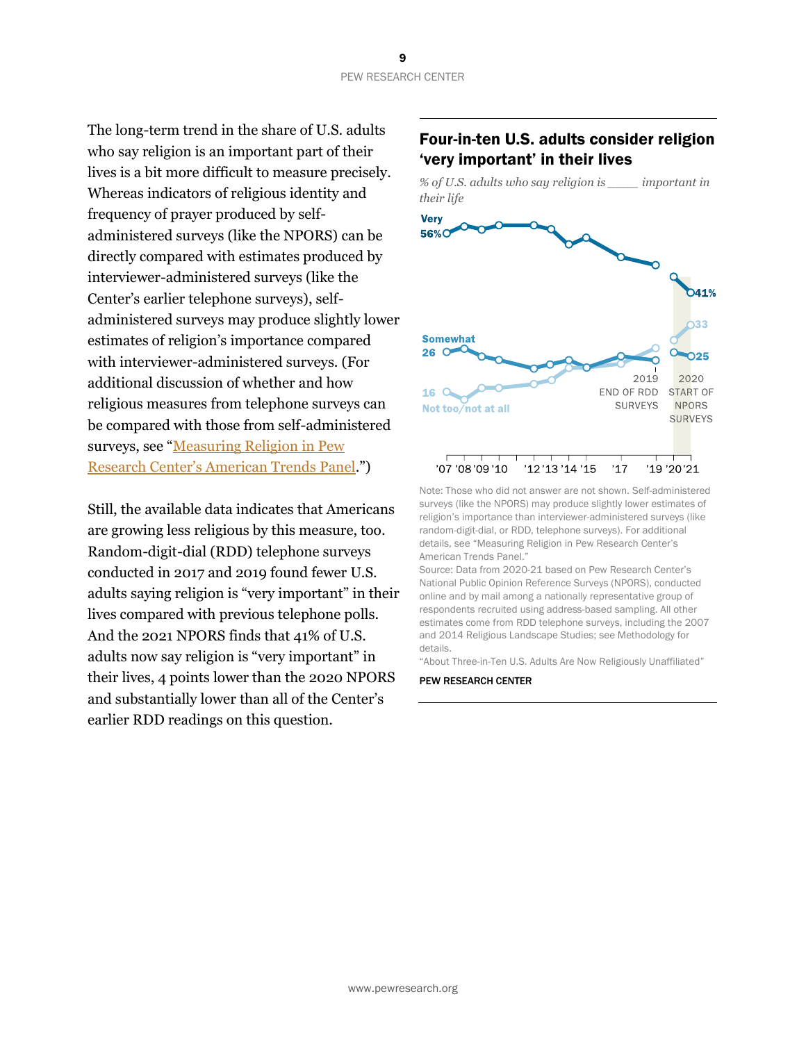The long-term trend in the share of U.S. adults who say religion is an important part of their lives is a bit more difficult to measure precisely. Whereas indicators of religious identity and frequency of prayer produced by self-administered surveys (like the NPORS) can be directly compared with estimates produced by interviewer-administered surveys (like the Center's earlier telephone surveys), self-administered surveys may produce slightly lower estimates of religion's importance compared with interviewer-administered surveys. (For additional discussion of whether and how religious measures from telephone surveys can be compared with those from self-administered surveys, see "Measuring Religion in Pew Research Center's American Trends Panel.")

Still, the available data indicates that Americans are growing less religious by this measure, too. Random-digit-dial (RDD) telephone surveys conducted in 2017 and 2019 found fewer U.S. adults saying religion is "very important" in their lives compared with previous telephone polls. And the 2021 NPORS finds that 41% of U.S. adults now say religion is "very important" in their lives, 4 points lower than the 2020 NPORS and substantially lower than all of the Center's earlier RDD readings on this question.

## Four-in-ten U.S. adults consider religion 'very important' in their lives

*% of U.S. adults who say religion is ____ important in their life*

Very 56% — 41%

Somewhat 26 — 25

Not too/not at all 16 — 33

2019 END OF RDD SURVEYS

2020 START OF NPORS SURVEYS

'07 '08 '09 '10 '12 '13 '14 '15 '17 '19 '20 '21

Note: Those who did not answer are not shown. Self-administered surveys (like the NPORS) may produce slightly lower estimates of religion's importance than interviewer-administered surveys (like random-digit-dial, or RDD, telephone surveys). For additional details, see "Measuring Religion in Pew Research Center's American Trends Panel."

Source: Data from 2020-21 based on Pew Research Center's National Public Opinion Reference Surveys (NPORS), conducted online and by mail among a nationally representative group of respondents recruited using address-based sampling. All other estimates come from RDD telephone surveys, including the 2007 and 2014 Religious Landscape Studies; see Methodology for details.

"About Three-in-Ten U.S. Adults Are Now Religiously Unaffiliated"

PEW RESEARCH CENTER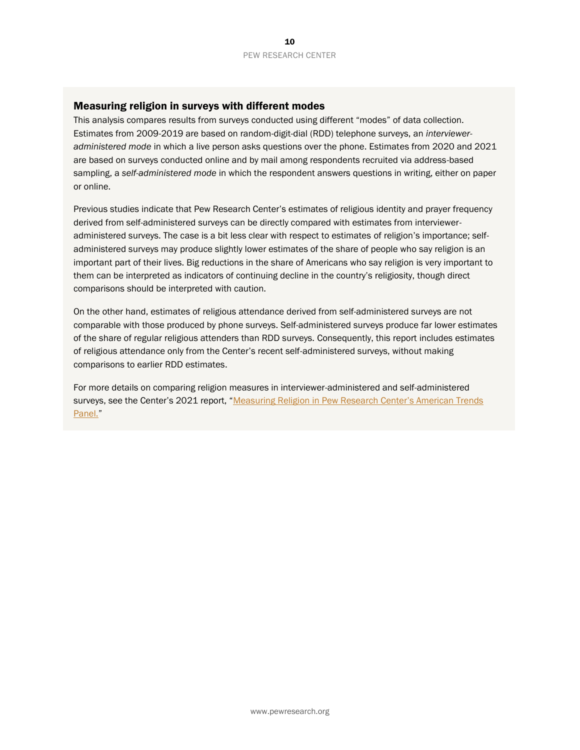## Measuring religion in surveys with different modes

This analysis compares results from surveys conducted using different "modes" of data collection. Estimates from 2009-2019 are based on random-digit-dial (RDD) telephone surveys, an *interviewer-administered mode* in which a live person asks questions over the phone. Estimates from 2020 and 2021 are based on surveys conducted online and by mail among respondents recruited via address-based sampling, a *self-administered mode* in which the respondent answers questions in writing, either on paper or online.

Previous studies indicate that Pew Research Center's estimates of religious identity and prayer frequency derived from self-administered surveys can be directly compared with estimates from interviewer-administered surveys. The case is a bit less clear with respect to estimates of religion's importance; self-administered surveys may produce slightly lower estimates of the share of people who say religion is an important part of their lives. Big reductions in the share of Americans who say religion is very important to them can be interpreted as indicators of continuing decline in the country's religiosity, though direct comparisons should be interpreted with caution.

On the other hand, estimates of religious attendance derived from self-administered surveys are not comparable with those produced by phone surveys. Self-administered surveys produce far lower estimates of the share of regular religious attenders than RDD surveys. Consequently, this report includes estimates of religious attendance only from the Center's recent self-administered surveys, without making comparisons to earlier RDD estimates.

For more details on comparing religion measures in interviewer-administered and self-administered surveys, see the Center's 2021 report, "Measuring Religion in Pew Research Center's American Trends Panel."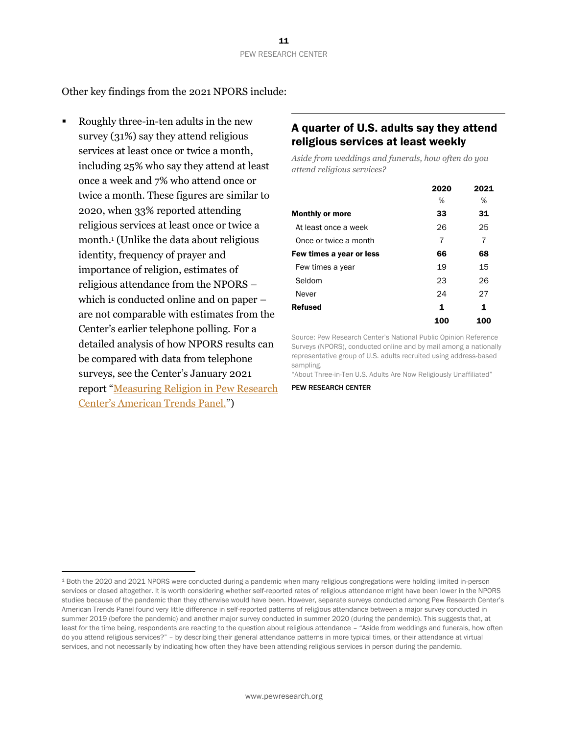Other key findings from the 2021 NPORS include:

- Roughly three-in-ten adults in the new survey (31%) say they attend religious services at least once or twice a month, including 25% who say they attend at least once a week and 7% who attend once or twice a month. These figures are similar to 2020, when 33% reported attending religious services at least once or twice a month.[1] (Unlike the data about religious identity, frequency of prayer and importance of religion, estimates of religious attendance from the NPORS – which is conducted online and on paper – are not comparable with estimates from the Center's earlier telephone polling. For a detailed analysis of how NPORS results can be compared with data from telephone surveys, see the Center's January 2021 report "Measuring Religion in Pew Research Center's American Trends Panel.")

## A quarter of U.S. adults say they attend religious services at least weekly

*Aside from weddings and funerals, how often do you attend religious services?*

| | 2020 | 2021 |
|---|---|---|
| | % | % |
| **Monthly or more** | **33** | **31** |
| At least once a week | 26 | 25 |
| Once or twice a month | 7 | 7 |
| **Few times a year or less** | **66** | **68** |
| Few times a year | 19 | 15 |
| Seldom | 23 | 26 |
| Never | 24 | 27 |
| **Refused** | **1** | **1** |
| | **100** | **100** |

Source: Pew Research Center's National Public Opinion Reference Surveys (NPORS), conducted online and by mail among a nationally representative group of U.S. adults recruited using address-based sampling.
"About Three-in-Ten U.S. Adults Are Now Religiously Unaffiliated"

PEW RESEARCH CENTER

[1] Both the 2020 and 2021 NPORS were conducted during a pandemic when many religious congregations were holding limited in-person services or closed altogether. It is worth considering whether self-reported rates of religious attendance might have been lower in the NPORS studies because of the pandemic than they otherwise would have been. However, separate surveys conducted among Pew Research Center's American Trends Panel found very little difference in self-reported patterns of religious attendance between a major survey conducted in summer 2019 (before the pandemic) and another major survey conducted in summer 2020 (during the pandemic). This suggests that, at least for the time being, respondents are reacting to the question about religious attendance – "Aside from weddings and funerals, how often do you attend religious services?" – by describing their general attendance patterns in more typical times, or their attendance at virtual services, and not necessarily by indicating how often they have been attending religious services in person during the pandemic.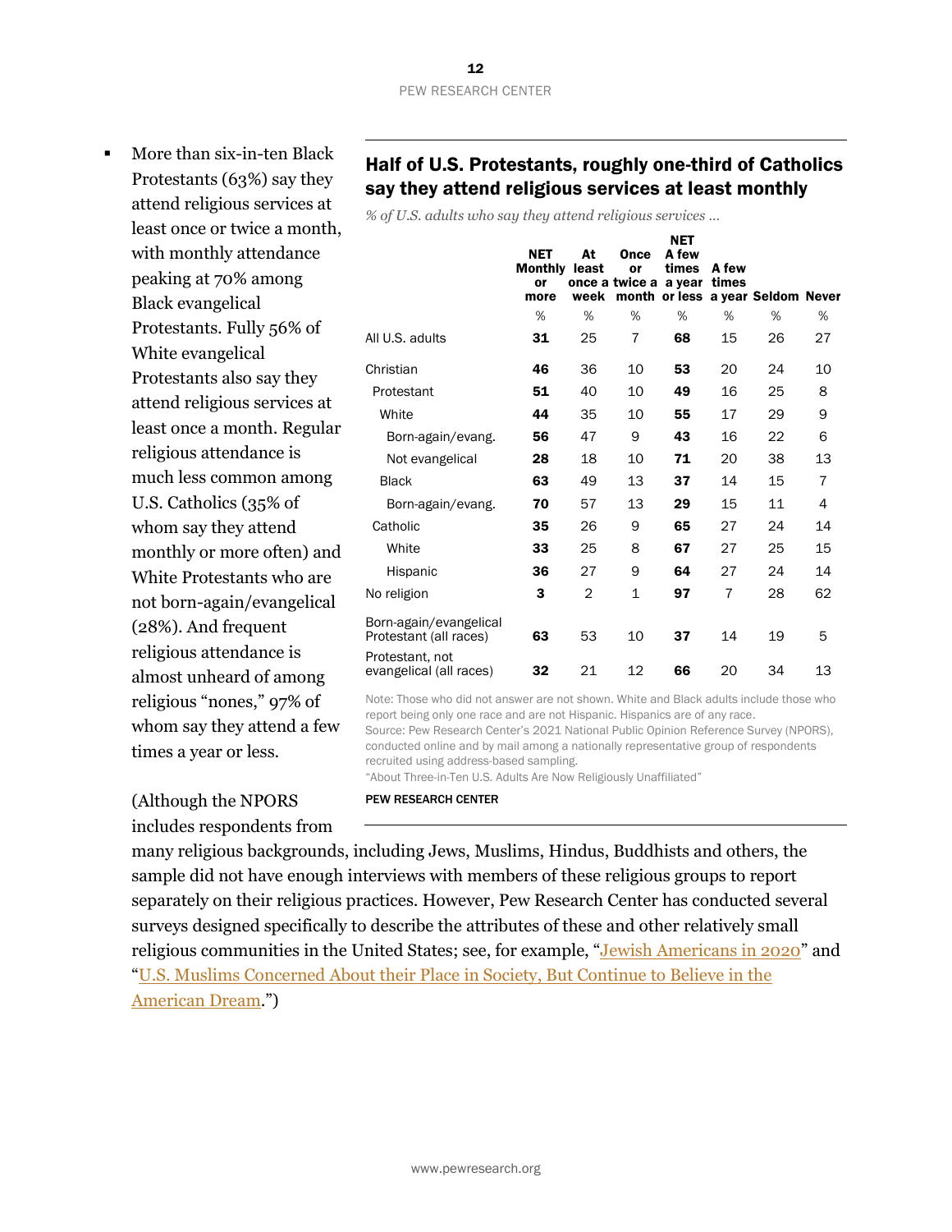- More than six-in-ten Black Protestants (63%) say they attend religious services at least once or twice a month, with monthly attendance peaking at 70% among Black evangelical Protestants. Fully 56% of White evangelical Protestants also say they attend religious services at least once a month. Regular religious attendance is much less common among U.S. Catholics (35% of whom say they attend monthly or more often) and White Protestants who are not born-again/evangelical (28%). And frequent religious attendance is almost unheard of among religious "nones," 97% of whom say they attend a few times a year or less.

## Half of U.S. Protestants, roughly one-third of Catholics say they attend religious services at least monthly

*% of U.S. adults who say they attend religious services …*

| | NET Monthly or more | At least once a week | Once or twice a month | NET A few times a year or less | A few times a year | Seldom | Never |
|---|---|---|---|---|---|---|---|
| | % | % | % | % | % | % | % |
| All U.S. adults | **31** | 25 | 7 | **68** | 15 | 26 | 27 |
| Christian | **46** | 36 | 10 | **53** | 20 | 24 | 10 |
| Protestant | **51** | 40 | 10 | **49** | 16 | 25 | 8 |
| White | **44** | 35 | 10 | **55** | 17 | 29 | 9 |
| Born-again/evang. | **56** | 47 | 9 | **43** | 16 | 22 | 6 |
| Not evangelical | **28** | 18 | 10 | **71** | 20 | 38 | 13 |
| Black | **63** | 49 | 13 | **37** | 14 | 15 | 7 |
| Born-again/evang. | **70** | 57 | 13 | **29** | 15 | 11 | 4 |
| Catholic | **35** | 26 | 9 | **65** | 27 | 24 | 14 |
| White | **33** | 25 | 8 | **67** | 27 | 25 | 15 |
| Hispanic | **36** | 27 | 9 | **64** | 27 | 24 | 14 |
| No religion | **3** | 2 | 1 | **97** | 7 | 28 | 62 |
| Born-again/evangelical Protestant (all races) | **63** | 53 | 10 | **37** | 14 | 19 | 5 |
| Protestant, not evangelical (all races) | **32** | 21 | 12 | **66** | 20 | 34 | 13 |

Note: Those who did not answer are not shown. White and Black adults include those who report being only one race and are not Hispanic. Hispanics are of any race.
Source: Pew Research Center's 2021 National Public Opinion Reference Survey (NPORS), conducted online and by mail among a nationally representative group of respondents recruited using address-based sampling.
"About Three-in-Ten U.S. Adults Are Now Religiously Unaffiliated"

PEW RESEARCH CENTER

(Although the NPORS includes respondents from many religious backgrounds, including Jews, Muslims, Hindus, Buddhists and others, the sample did not have enough interviews with members of these religious groups to report separately on their religious practices. However, Pew Research Center has conducted several surveys designed specifically to describe the attributes of these and other relatively small religious communities in the United States; see, for example, "Jewish Americans in 2020" and "U.S. Muslims Concerned About their Place in Society, But Continue to Believe in the American Dream.")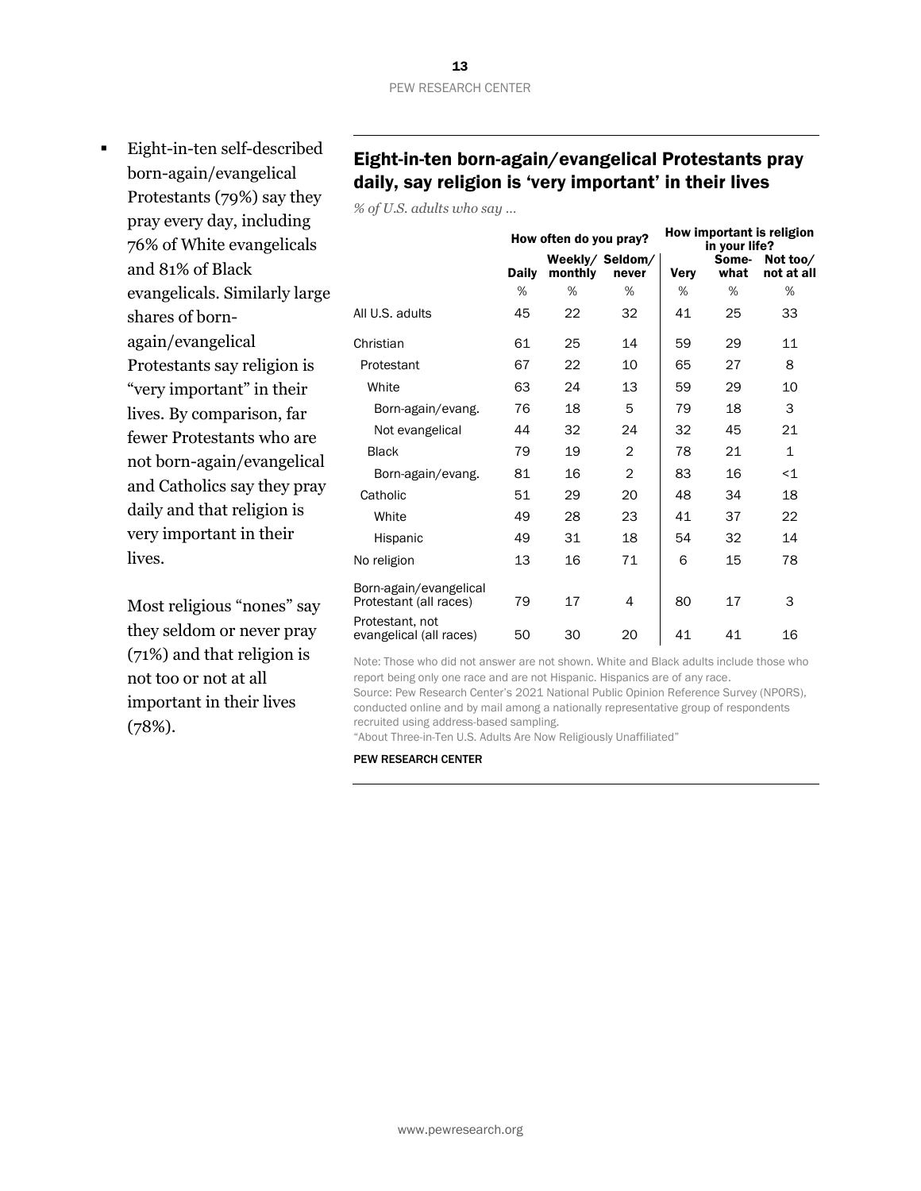- Eight-in-ten self-described born-again/evangelical Protestants (79%) say they pray every day, including 76% of White evangelicals and 81% of Black evangelicals. Similarly large shares of born-again/evangelical Protestants say religion is "very important" in their lives. By comparison, far fewer Protestants who are not born-again/evangelical and Catholics say they pray daily and that religion is very important in their lives.

  Most religious "nones" say they seldom or never pray (71%) and that religion is not too or not at all important in their lives (78%).

## Eight-in-ten born-again/evangelical Protestants pray daily, say religion is 'very important' in their lives

*% of U.S. adults who say …*

| | How often do you pray? | | | How important is religion in your life? | | |
|---|---|---|---|---|---|---|
| | Daily | Weekly/ monthly | Seldom/ never | Very | Some-what | Not too/ not at all |
| | % | % | % | % | % | % |
| All U.S. adults | 45 | 22 | 32 | 41 | 25 | 33 |
| Christian | 61 | 25 | 14 | 59 | 29 | 11 |
| Protestant | 67 | 22 | 10 | 65 | 27 | 8 |
| White | 63 | 24 | 13 | 59 | 29 | 10 |
| Born-again/evang. | 76 | 18 | 5 | 79 | 18 | 3 |
| Not evangelical | 44 | 32 | 24 | 32 | 45 | 21 |
| Black | 79 | 19 | 2 | 78 | 21 | 1 |
| Born-again/evang. | 81 | 16 | 2 | 83 | 16 | <1 |
| Catholic | 51 | 29 | 20 | 48 | 34 | 18 |
| White | 49 | 28 | 23 | 41 | 37 | 22 |
| Hispanic | 49 | 31 | 18 | 54 | 32 | 14 |
| No religion | 13 | 16 | 71 | 6 | 15 | 78 |
| Born-again/evangelical Protestant (all races) | 79 | 17 | 4 | 80 | 17 | 3 |
| Protestant, not evangelical (all races) | 50 | 30 | 20 | 41 | 41 | 16 |

Note: Those who did not answer are not shown. White and Black adults include those who report being only one race and are not Hispanic. Hispanics are of any race.
Source: Pew Research Center's 2021 National Public Opinion Reference Survey (NPORS), conducted online and by mail among a nationally representative group of respondents recruited using address-based sampling.
"About Three-in-Ten U.S. Adults Are Now Religiously Unaffiliated"

PEW RESEARCH CENTER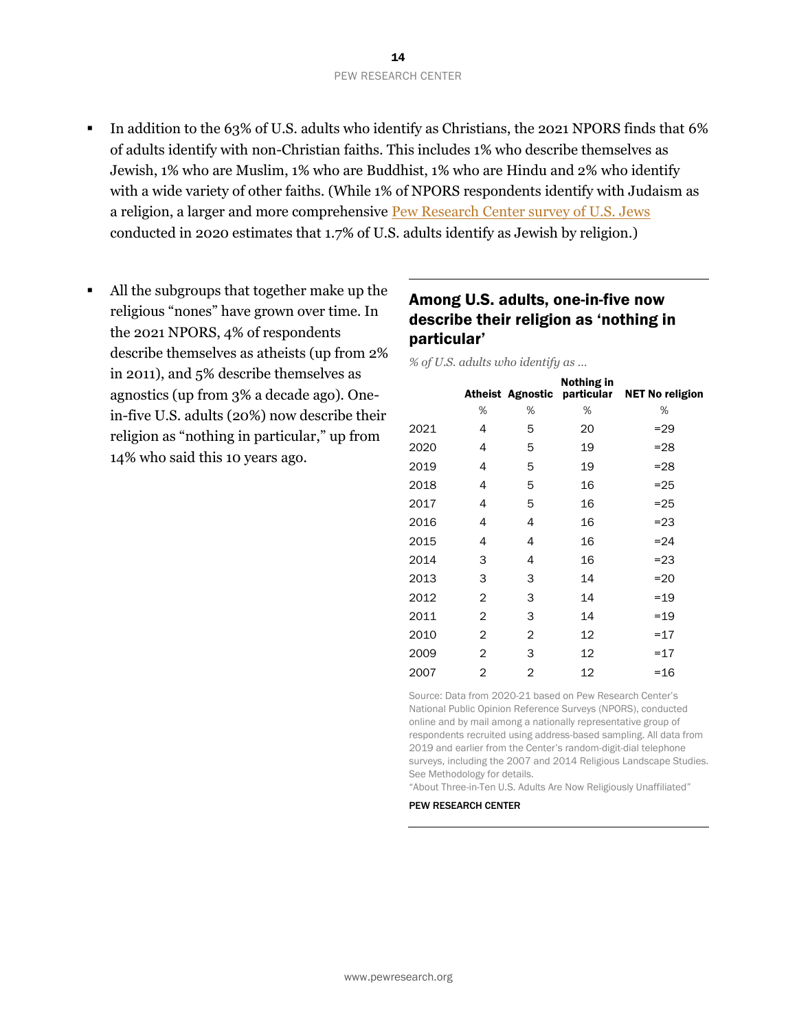- In addition to the 63% of U.S. adults who identify as Christians, the 2021 NPORS finds that 6% of adults identify with non-Christian faiths. This includes 1% who describe themselves as Jewish, 1% who are Muslim, 1% who are Buddhist, 1% who are Hindu and 2% who identify with a wide variety of other faiths. (While 1% of NPORS respondents identify with Judaism as a religion, a larger and more comprehensive Pew Research Center survey of U.S. Jews conducted in 2020 estimates that 1.7% of U.S. adults identify as Jewish by religion.)

- All the subgroups that together make up the religious "nones" have grown over time. In the 2021 NPORS, 4% of respondents describe themselves as atheists (up from 2% in 2011), and 5% describe themselves as agnostics (up from 3% a decade ago). One-in-five U.S. adults (20%) now describe their religion as "nothing in particular," up from 14% who said this 10 years ago.

## Among U.S. adults, one-in-five now describe their religion as 'nothing in particular'

*% of U.S. adults who identify as …*

| | Atheist | Agnostic | Nothing in particular | NET No religion |
|---|---|---|---|---|
| | % | % | % | % |
| 2021 | 4 | 5 | 20 | =29 |
| 2020 | 4 | 5 | 19 | =28 |
| 2019 | 4 | 5 | 19 | =28 |
| 2018 | 4 | 5 | 16 | =25 |
| 2017 | 4 | 5 | 16 | =25 |
| 2016 | 4 | 4 | 16 | =23 |
| 2015 | 4 | 4 | 16 | =24 |
| 2014 | 3 | 4 | 16 | =23 |
| 2013 | 3 | 3 | 14 | =20 |
| 2012 | 2 | 3 | 14 | =19 |
| 2011 | 2 | 3 | 14 | =19 |
| 2010 | 2 | 2 | 12 | =17 |
| 2009 | 2 | 3 | 12 | =17 |
| 2007 | 2 | 2 | 12 | =16 |

Source: Data from 2020-21 based on Pew Research Center's National Public Opinion Reference Surveys (NPORS), conducted online and by mail among a nationally representative group of respondents recruited using address-based sampling. All data from 2019 and earlier from the Center's random-digit-dial telephone surveys, including the 2007 and 2014 Religious Landscape Studies. See Methodology for details.

"About Three-in-Ten U.S. Adults Are Now Religiously Unaffiliated"

PEW RESEARCH CENTER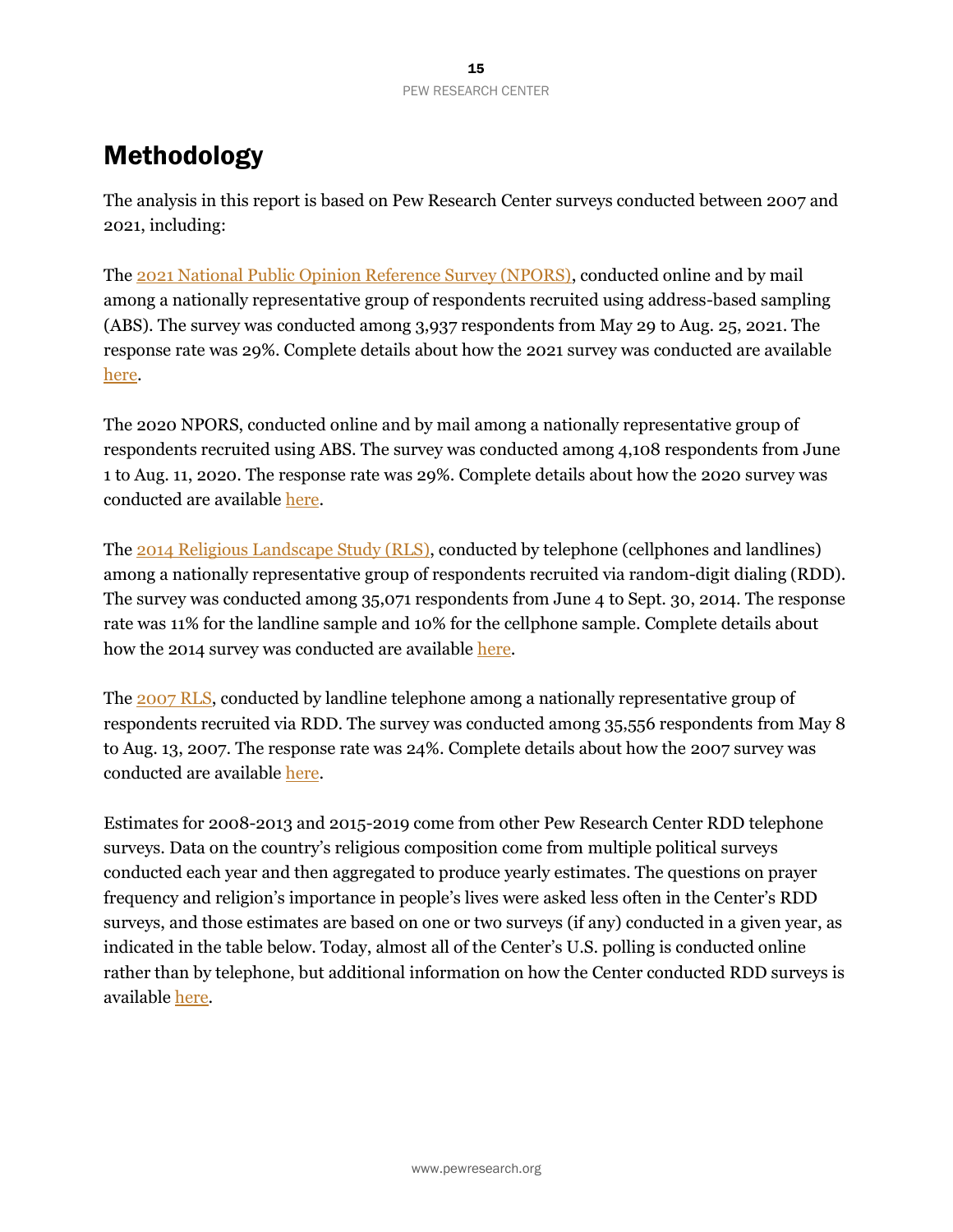# Methodology

The analysis in this report is based on Pew Research Center surveys conducted between 2007 and 2021, including:

The 2021 National Public Opinion Reference Survey (NPORS), conducted online and by mail among a nationally representative group of respondents recruited using address-based sampling (ABS). The survey was conducted among 3,937 respondents from May 29 to Aug. 25, 2021. The response rate was 29%. Complete details about how the 2021 survey was conducted are available here.

The 2020 NPORS, conducted online and by mail among a nationally representative group of respondents recruited using ABS. The survey was conducted among 4,108 respondents from June 1 to Aug. 11, 2020. The response rate was 29%. Complete details about how the 2020 survey was conducted are available here.

The 2014 Religious Landscape Study (RLS), conducted by telephone (cellphones and landlines) among a nationally representative group of respondents recruited via random-digit dialing (RDD). The survey was conducted among 35,071 respondents from June 4 to Sept. 30, 2014. The response rate was 11% for the landline sample and 10% for the cellphone sample. Complete details about how the 2014 survey was conducted are available here.

The 2007 RLS, conducted by landline telephone among a nationally representative group of respondents recruited via RDD. The survey was conducted among 35,556 respondents from May 8 to Aug. 13, 2007. The response rate was 24%. Complete details about how the 2007 survey was conducted are available here.

Estimates for 2008-2013 and 2015-2019 come from other Pew Research Center RDD telephone surveys. Data on the country's religious composition come from multiple political surveys conducted each year and then aggregated to produce yearly estimates. The questions on prayer frequency and religion's importance in people's lives were asked less often in the Center's RDD surveys, and those estimates are based on one or two surveys (if any) conducted in a given year, as indicated in the table below. Today, almost all of the Center's U.S. polling is conducted online rather than by telephone, but additional information on how the Center conducted RDD surveys is available here.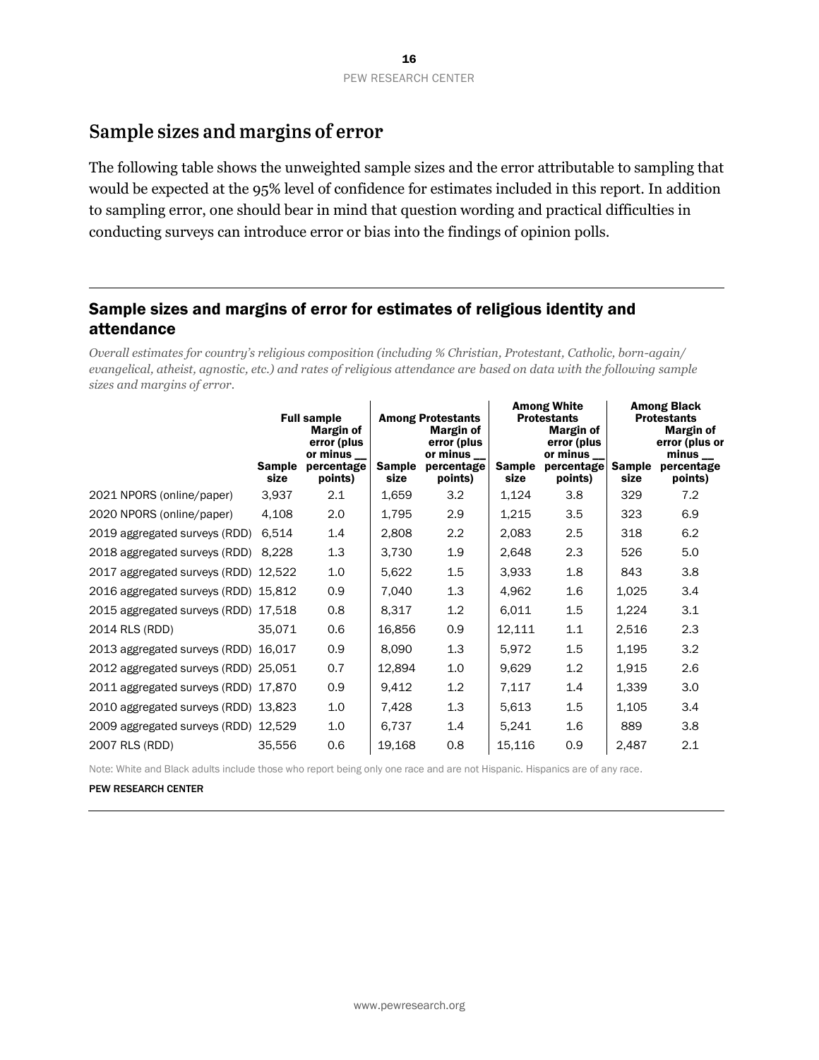## Sample sizes and margins of error

The following table shows the unweighted sample sizes and the error attributable to sampling that would be expected at the 95% level of confidence for estimates included in this report. In addition to sampling error, one should bear in mind that question wording and practical difficulties in conducting surveys can introduce error or bias into the findings of opinion polls.

### Sample sizes and margins of error for estimates of religious identity and attendance

*Overall estimates for country's religious composition (including % Christian, Protestant, Catholic, born-again/ evangelical, atheist, agnostic, etc.) and rates of religious attendance are based on data with the following sample sizes and margins of error.*

| | Full sample | | Among Protestants | | Among White Protestants | | Among Black Protestants | |
|---|---|---|---|---|---|---|---|---|
| | Sample size | Margin of error (plus or minus __ percentage points) | Sample size | Margin of error (plus or minus __ percentage points) | Sample size | Margin of error (plus or minus __ percentage points) | Sample size | Margin of error (plus or minus __ percentage points) |
| 2021 NPORS (online/paper) | 3,937 | 2.1 | 1,659 | 3.2 | 1,124 | 3.8 | 329 | 7.2 |
| 2020 NPORS (online/paper) | 4,108 | 2.0 | 1,795 | 2.9 | 1,215 | 3.5 | 323 | 6.9 |
| 2019 aggregated surveys (RDD) | 6,514 | 1.4 | 2,808 | 2.2 | 2,083 | 2.5 | 318 | 6.2 |
| 2018 aggregated surveys (RDD) | 8,228 | 1.3 | 3,730 | 1.9 | 2,648 | 2.3 | 526 | 5.0 |
| 2017 aggregated surveys (RDD) | 12,522 | 1.0 | 5,622 | 1.5 | 3,933 | 1.8 | 843 | 3.8 |
| 2016 aggregated surveys (RDD) | 15,812 | 0.9 | 7,040 | 1.3 | 4,962 | 1.6 | 1,025 | 3.4 |
| 2015 aggregated surveys (RDD) | 17,518 | 0.8 | 8,317 | 1.2 | 6,011 | 1.5 | 1,224 | 3.1 |
| 2014 RLS (RDD) | 35,071 | 0.6 | 16,856 | 0.9 | 12,111 | 1.1 | 2,516 | 2.3 |
| 2013 aggregated surveys (RDD) | 16,017 | 0.9 | 8,090 | 1.3 | 5,972 | 1.5 | 1,195 | 3.2 |
| 2012 aggregated surveys (RDD) | 25,051 | 0.7 | 12,894 | 1.0 | 9,629 | 1.2 | 1,915 | 2.6 |
| 2011 aggregated surveys (RDD) | 17,870 | 0.9 | 9,412 | 1.2 | 7,117 | 1.4 | 1,339 | 3.0 |
| 2010 aggregated surveys (RDD) | 13,823 | 1.0 | 7,428 | 1.3 | 5,613 | 1.5 | 1,105 | 3.4 |
| 2009 aggregated surveys (RDD) | 12,529 | 1.0 | 6,737 | 1.4 | 5,241 | 1.6 | 889 | 3.8 |
| 2007 RLS (RDD) | 35,556 | 0.6 | 19,168 | 0.8 | 15,116 | 0.9 | 2,487 | 2.1 |

Note: White and Black adults include those who report being only one race and are not Hispanic. Hispanics are of any race.

PEW RESEARCH CENTER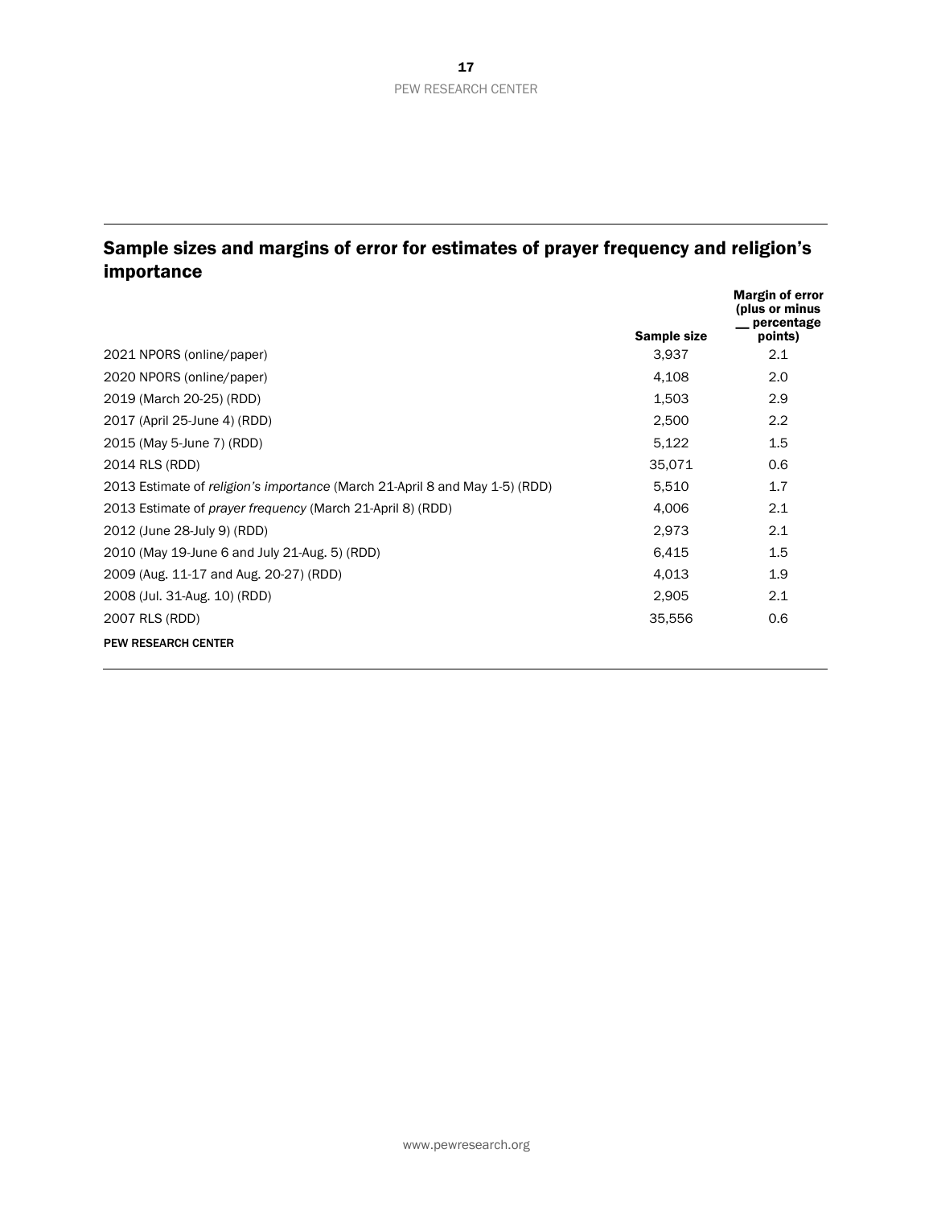## Sample sizes and margins of error for estimates of prayer frequency and religion's importance

| | Sample size | Margin of error (plus or minus __ percentage points) |
|---|---|---|
| 2021 NPORS (online/paper) | 3,937 | 2.1 |
| 2020 NPORS (online/paper) | 4,108 | 2.0 |
| 2019 (March 20-25) (RDD) | 1,503 | 2.9 |
| 2017 (April 25-June 4) (RDD) | 2,500 | 2.2 |
| 2015 (May 5-June 7) (RDD) | 5,122 | 1.5 |
| 2014 RLS (RDD) | 35,071 | 0.6 |
| 2013 Estimate of *religion's importance* (March 21-April 8 and May 1-5) (RDD) | 5,510 | 1.7 |
| 2013 Estimate of *prayer frequency* (March 21-April 8) (RDD) | 4,006 | 2.1 |
| 2012 (June 28-July 9) (RDD) | 2,973 | 2.1 |
| 2010 (May 19-June 6 and July 21-Aug. 5) (RDD) | 6,415 | 1.5 |
| 2009 (Aug. 11-17 and Aug. 20-27) (RDD) | 4,013 | 1.9 |
| 2008 (Jul. 31-Aug. 10) (RDD) | 2,905 | 2.1 |
| 2007 RLS (RDD) | 35,556 | 0.6 |

PEW RESEARCH CENTER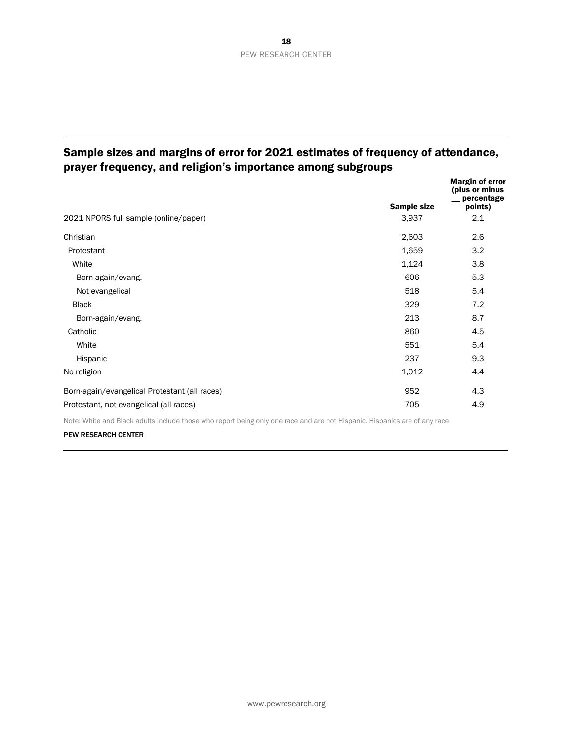## Sample sizes and margins of error for 2021 estimates of frequency of attendance, prayer frequency, and religion's importance among subgroups

| | Sample size | Margin of error (plus or minus __ percentage points) |
|---|---|---|
| 2021 NPORS full sample (online/paper) | 3,937 | 2.1 |
| Christian | 2,603 | 2.6 |
| Protestant | 1,659 | 3.2 |
| White | 1,124 | 3.8 |
| Born-again/evang. | 606 | 5.3 |
| Not evangelical | 518 | 5.4 |
| Black | 329 | 7.2 |
| Born-again/evang. | 213 | 8.7 |
| Catholic | 860 | 4.5 |
| White | 551 | 5.4 |
| Hispanic | 237 | 9.3 |
| No religion | 1,012 | 4.4 |
| Born-again/evangelical Protestant (all races) | 952 | 4.3 |
| Protestant, not evangelical (all races) | 705 | 4.9 |

Note: White and Black adults include those who report being only one race and are not Hispanic. Hispanics are of any race.

PEW RESEARCH CENTER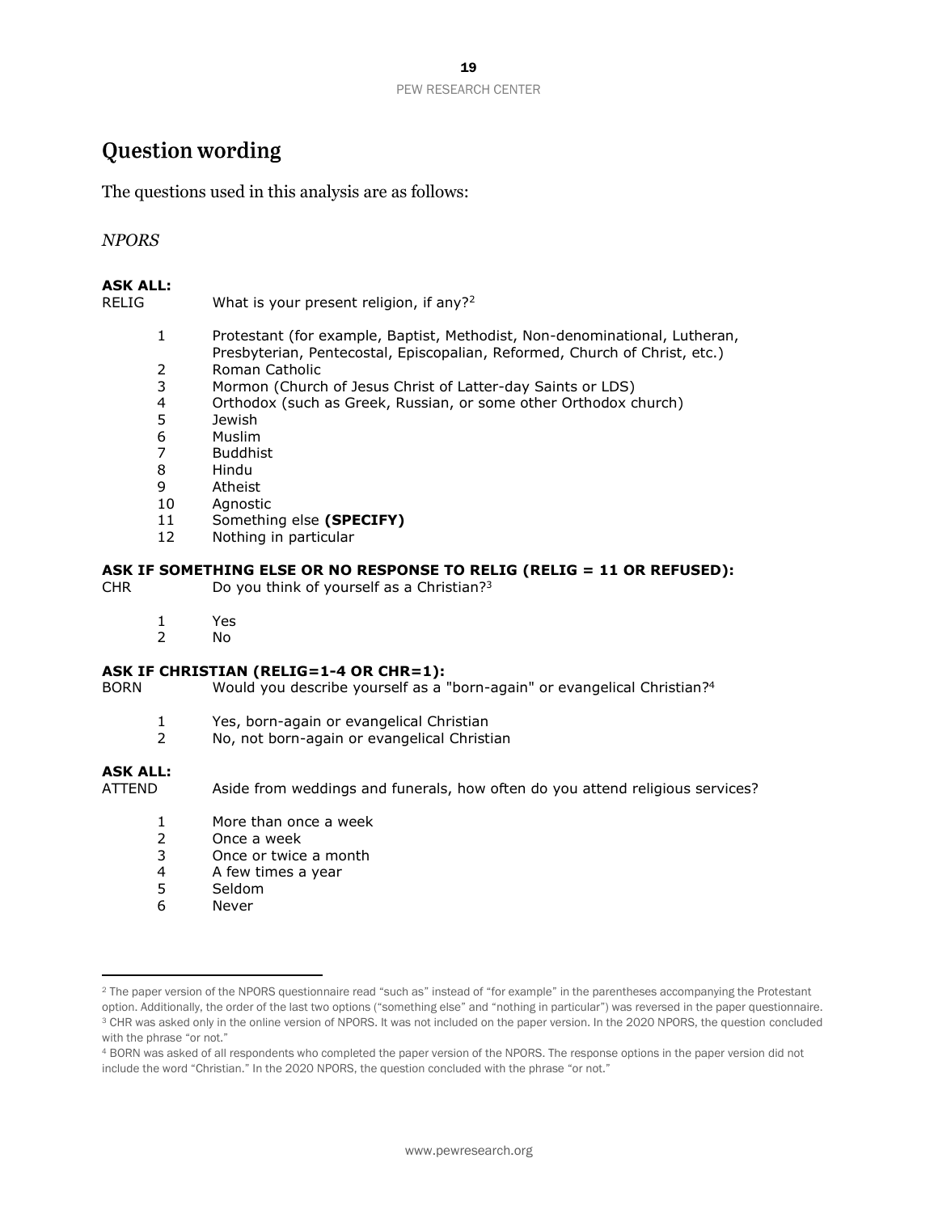## Question wording

The questions used in this analysis are as follows:

*NPORS*

**ASK ALL:**

RELIG What is your present religion, if any?[2]

1 Protestant (for example, Baptist, Methodist, Non-denominational, Lutheran, Presbyterian, Pentecostal, Episcopalian, Reformed, Church of Christ, etc.)
2 Roman Catholic
3 Mormon (Church of Jesus Christ of Latter-day Saints or LDS)
4 Orthodox (such as Greek, Russian, or some other Orthodox church)
5 Jewish
6 Muslim
7 Buddhist
8 Hindu
9 Atheist
10 Agnostic
11 Something else **(SPECIFY)**
12 Nothing in particular

**ASK IF SOMETHING ELSE OR NO RESPONSE TO RELIG (RELIG = 11 OR REFUSED):**

CHR Do you think of yourself as a Christian?[3]

1 Yes
2 No

**ASK IF CHRISTIAN (RELIG=1-4 OR CHR=1):**

BORN Would you describe yourself as a "born-again" or evangelical Christian?[4]

1 Yes, born-again or evangelical Christian
2 No, not born-again or evangelical Christian

**ASK ALL:**

ATTEND Aside from weddings and funerals, how often do you attend religious services?

1 More than once a week
2 Once a week
3 Once or twice a month
4 A few times a year
5 Seldom
6 Never

---

[2] The paper version of the NPORS questionnaire read "such as" instead of "for example" in the parentheses accompanying the Protestant option. Additionally, the order of the last two options ("something else" and "nothing in particular") was reversed in the paper questionnaire.

[3] CHR was asked only in the online version of NPORS. It was not included on the paper version. In the 2020 NPORS, the question concluded with the phrase "or not."

[4] BORN was asked of all respondents who completed the paper version of the NPORS. The response options in the paper version did not include the word "Christian." In the 2020 NPORS, the question concluded with the phrase "or not."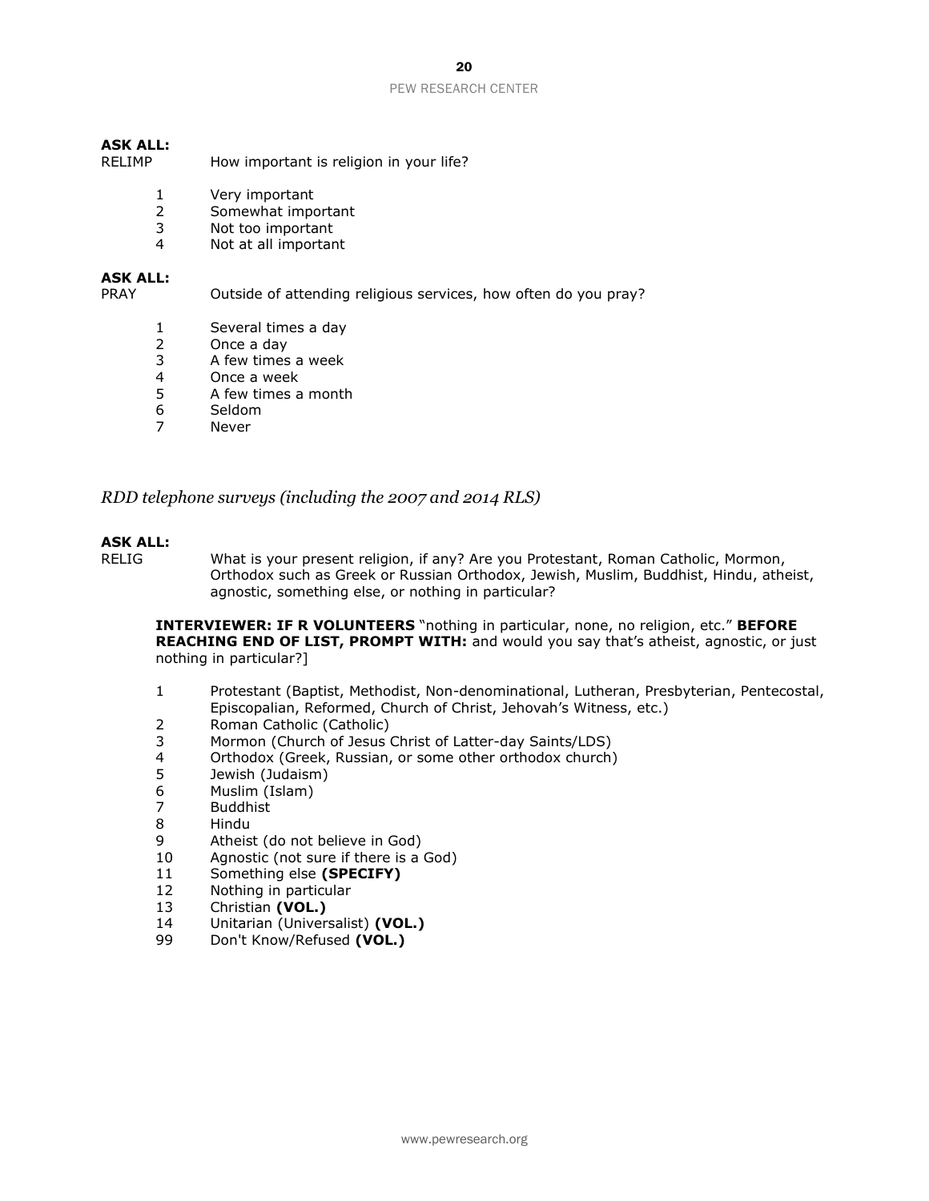**ASK ALL:**

RELIMP How important is religion in your life?

1 Very important
2 Somewhat important
3 Not too important
4 Not at all important

**ASK ALL:**

PRAY Outside of attending religious services, how often do you pray?

1 Several times a day
2 Once a day
3 A few times a week
4 Once a week
5 A few times a month
6 Seldom
7 Never

*RDD telephone surveys (including the 2007 and 2014 RLS)*

**ASK ALL:**

RELIG What is your present religion, if any? Are you Protestant, Roman Catholic, Mormon, Orthodox such as Greek or Russian Orthodox, Jewish, Muslim, Buddhist, Hindu, atheist, agnostic, something else, or nothing in particular?

**INTERVIEWER: IF R VOLUNTEERS** "nothing in particular, none, no religion, etc." **BEFORE REACHING END OF LIST, PROMPT WITH:** and would you say that's atheist, agnostic, or just nothing in particular?]

1 Protestant (Baptist, Methodist, Non-denominational, Lutheran, Presbyterian, Pentecostal, Episcopalian, Reformed, Church of Christ, Jehovah's Witness, etc.)
2 Roman Catholic (Catholic)
3 Mormon (Church of Jesus Christ of Latter-day Saints/LDS)
4 Orthodox (Greek, Russian, or some other orthodox church)
5 Jewish (Judaism)
6 Muslim (Islam)
7 Buddhist
8 Hindu
9 Atheist (do not believe in God)
10 Agnostic (not sure if there is a God)
11 Something else **(SPECIFY)**
12 Nothing in particular
13 Christian **(VOL.)**
14 Unitarian (Universalist) **(VOL.)**
99 Don't Know/Refused **(VOL.)**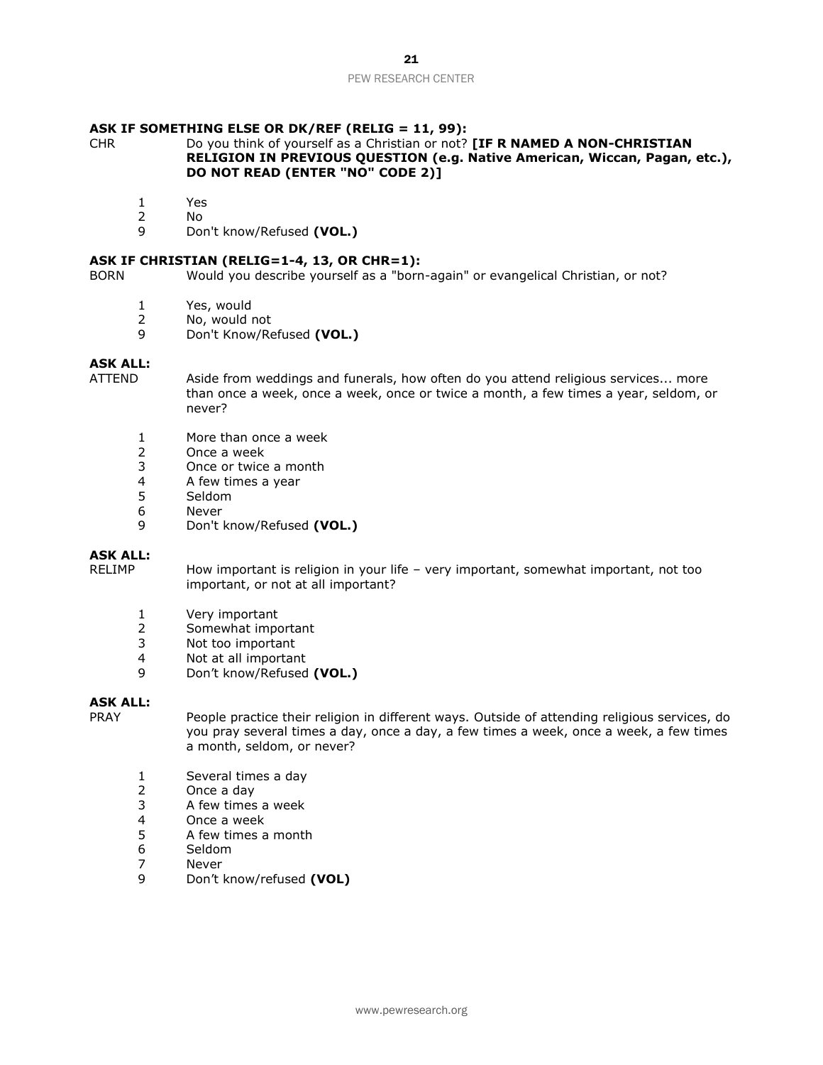**ASK IF SOMETHING ELSE OR DK/REF (RELIG = 11, 99):**

CHR Do you think of yourself as a Christian or not? **[IF R NAMED A NON-CHRISTIAN RELIGION IN PREVIOUS QUESTION (e.g. Native American, Wiccan, Pagan, etc.), DO NOT READ (ENTER "NO" CODE 2)]**

1 Yes
2 No
9 Don't know/Refused **(VOL.)**

**ASK IF CHRISTIAN (RELIG=1-4, 13, OR CHR=1):**

BORN Would you describe yourself as a "born-again" or evangelical Christian, or not?

1 Yes, would
2 No, would not
9 Don't Know/Refused **(VOL.)**

**ASK ALL:**

ATTEND Aside from weddings and funerals, how often do you attend religious services... more than once a week, once a week, once or twice a month, a few times a year, seldom, or never?

1 More than once a week
2 Once a week
3 Once or twice a month
4 A few times a year
5 Seldom
6 Never
9 Don't know/Refused **(VOL.)**

**ASK ALL:**

RELIMP How important is religion in your life – very important, somewhat important, not too important, or not at all important?

1 Very important
2 Somewhat important
3 Not too important
4 Not at all important
9 Don't know/Refused **(VOL.)**

**ASK ALL:**

PRAY People practice their religion in different ways. Outside of attending religious services, do you pray several times a day, once a day, a few times a week, once a week, a few times a month, seldom, or never?

1 Several times a day
2 Once a day
3 A few times a week
4 Once a week
5 A few times a month
6 Seldom
7 Never
9 Don't know/refused **(VOL)**